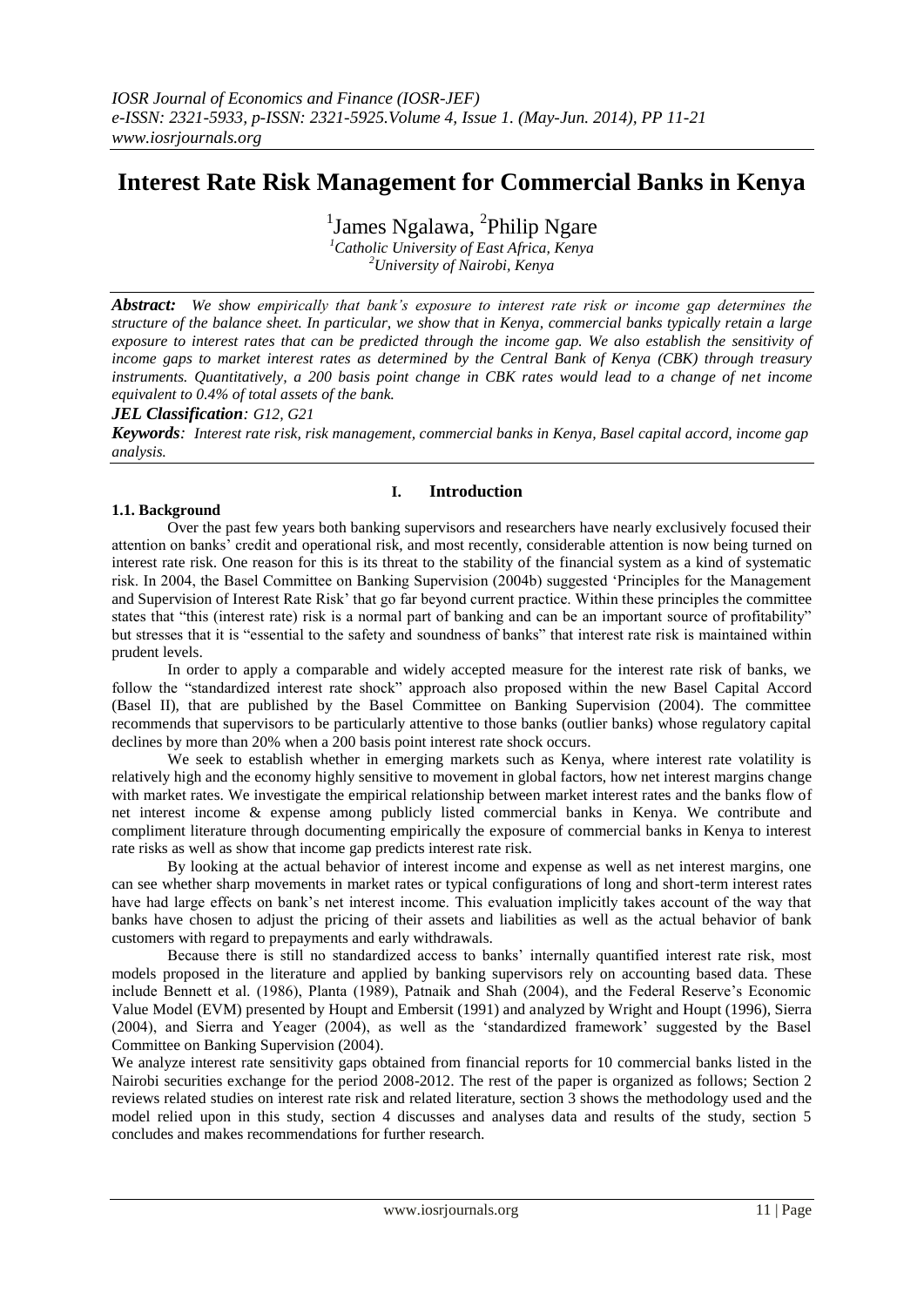# Interest Rate Risk Management for Commercial Banks in Kenya

James Ngalawa[1], Philip Ngare[2]

[1]*Catholic University of East Africa, Kenya*
[2]*University of Nairobi, Kenya*

***Abstract:*** *We show empirically that bank's exposure to interest rate risk or income gap determines the structure of the balance sheet. In particular, we show that in Kenya, commercial banks typically retain a large exposure to interest rates that can be predicted through the income gap. We also establish the sensitivity of income gaps to market interest rates as determined by the Central Bank of Kenya (CBK) through treasury instruments. Quantitatively, a 200 basis point change in CBK rates would lead to a change of net income equivalent to 0.4% of total assets of the bank.*

***JEL Classification****: G12, G21*

***Keywords****: Interest rate risk, risk management, commercial banks in Kenya, Basel capital accord, income gap analysis.*

## I. Introduction

### 1.1. Background

Over the past few years both banking supervisors and researchers have nearly exclusively focused their attention on banks' credit and operational risk, and most recently, considerable attention is now being turned on interest rate risk. One reason for this is its threat to the stability of the financial system as a kind of systematic risk. In 2004, the Basel Committee on Banking Supervision (2004b) suggested 'Principles for the Management and Supervision of Interest Rate Risk' that go far beyond current practice. Within these principles the committee states that "this (interest rate) risk is a normal part of banking and can be an important source of profitability" but stresses that it is "essential to the safety and soundness of banks" that interest rate risk is maintained within prudent levels.

In order to apply a comparable and widely accepted measure for the interest rate risk of banks, we follow the "standardized interest rate shock" approach also proposed within the new Basel Capital Accord (Basel II), that are published by the Basel Committee on Banking Supervision (2004). The committee recommends that supervisors to be particularly attentive to those banks (outlier banks) whose regulatory capital declines by more than 20% when a 200 basis point interest rate shock occurs.

We seek to establish whether in emerging markets such as Kenya, where interest rate volatility is relatively high and the economy highly sensitive to movement in global factors, how net interest margins change with market rates. We investigate the empirical relationship between market interest rates and the banks flow of net interest income & expense among publicly listed commercial banks in Kenya. We contribute and compliment literature through documenting empirically the exposure of commercial banks in Kenya to interest rate risks as well as show that income gap predicts interest rate risk.

By looking at the actual behavior of interest income and expense as well as net interest margins, one can see whether sharp movements in market rates or typical configurations of long and short-term interest rates have had large effects on bank's net interest income. This evaluation implicitly takes account of the way that banks have chosen to adjust the pricing of their assets and liabilities as well as the actual behavior of bank customers with regard to prepayments and early withdrawals.

Because there is still no standardized access to banks' internally quantified interest rate risk, most models proposed in the literature and applied by banking supervisors rely on accounting based data. These include Bennett et al. (1986), Planta (1989), Patnaik and Shah (2004), and the Federal Reserve's Economic Value Model (EVM) presented by Houpt and Embersit (1991) and analyzed by Wright and Houpt (1996), Sierra (2004), and Sierra and Yeager (2004), as well as the 'standardized framework' suggested by the Basel Committee on Banking Supervision (2004).

We analyze interest rate sensitivity gaps obtained from financial reports for 10 commercial banks listed in the Nairobi securities exchange for the period 2008-2012. The rest of the paper is organized as follows; Section 2 reviews related studies on interest rate risk and related literature, section 3 shows the methodology used and the model relied upon in this study, section 4 discusses and analyses data and results of the study, section 5 concludes and makes recommendations for further research.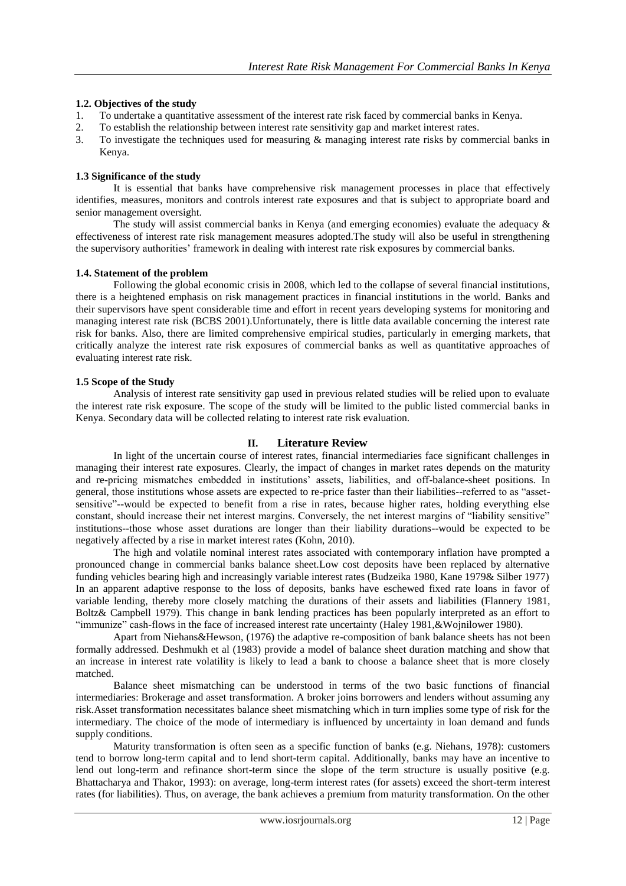### 1.2. Objectives of the study

1. To undertake a quantitative assessment of the interest rate risk faced by commercial banks in Kenya.
2. To establish the relationship between interest rate sensitivity gap and market interest rates.
3. To investigate the techniques used for measuring & managing interest rate risks by commercial banks in Kenya.

### 1.3 Significance of the study

It is essential that banks have comprehensive risk management processes in place that effectively identifies, measures, monitors and controls interest rate exposures and that is subject to appropriate board and senior management oversight.

The study will assist commercial banks in Kenya (and emerging economies) evaluate the adequacy & effectiveness of interest rate risk management measures adopted.The study will also be useful in strengthening the supervisory authorities' framework in dealing with interest rate risk exposures by commercial banks.

### 1.4. Statement of the problem

Following the global economic crisis in 2008, which led to the collapse of several financial institutions, there is a heightened emphasis on risk management practices in financial institutions in the world. Banks and their supervisors have spent considerable time and effort in recent years developing systems for monitoring and managing interest rate risk (BCBS 2001).Unfortunately, there is little data available concerning the interest rate risk for banks. Also, there are limited comprehensive empirical studies, particularly in emerging markets, that critically analyze the interest rate risk exposures of commercial banks as well as quantitative approaches of evaluating interest rate risk.

### 1.5 Scope of the Study

Analysis of interest rate sensitivity gap used in previous related studies will be relied upon to evaluate the interest rate risk exposure. The scope of the study will be limited to the public listed commercial banks in Kenya. Secondary data will be collected relating to interest rate risk evaluation.

## II. Literature Review

In light of the uncertain course of interest rates, financial intermediaries face significant challenges in managing their interest rate exposures. Clearly, the impact of changes in market rates depends on the maturity and re-pricing mismatches embedded in institutions' assets, liabilities, and off-balance-sheet positions. In general, those institutions whose assets are expected to re-price faster than their liabilities--referred to as "asset-sensitive"--would be expected to benefit from a rise in rates, because higher rates, holding everything else constant, should increase their net interest margins. Conversely, the net interest margins of "liability sensitive" institutions--those whose asset durations are longer than their liability durations--would be expected to be negatively affected by a rise in market interest rates (Kohn, 2010).

The high and volatile nominal interest rates associated with contemporary inflation have prompted a pronounced change in commercial banks balance sheet.Low cost deposits have been replaced by alternative funding vehicles bearing high and increasingly variable interest rates (Budzeika 1980, Kane 1979& Silber 1977) In an apparent adaptive response to the loss of deposits, banks have eschewed fixed rate loans in favor of variable lending, thereby more closely matching the durations of their assets and liabilities (Flannery 1981, Boltz& Campbell 1979). This change in bank lending practices has been popularly interpreted as an effort to "immunize" cash-flows in the face of increased interest rate uncertainty (Haley 1981,&Wojnilower 1980).

Apart from Niehans&Hewson, (1976) the adaptive re-composition of bank balance sheets has not been formally addressed. Deshmukh et al (1983) provide a model of balance sheet duration matching and show that an increase in interest rate volatility is likely to lead a bank to choose a balance sheet that is more closely matched.

Balance sheet mismatching can be understood in terms of the two basic functions of financial intermediaries: Brokerage and asset transformation. A broker joins borrowers and lenders without assuming any risk.Asset transformation necessitates balance sheet mismatching which in turn implies some type of risk for the intermediary. The choice of the mode of intermediary is influenced by uncertainty in loan demand and funds supply conditions.

Maturity transformation is often seen as a specific function of banks (e.g. Niehans, 1978): customers tend to borrow long-term capital and to lend short-term capital. Additionally, banks may have an incentive to lend out long-term and refinance short-term since the slope of the term structure is usually positive (e.g. Bhattacharya and Thakor, 1993): on average, long-term interest rates (for assets) exceed the short-term interest rates (for liabilities). Thus, on average, the bank achieves a premium from maturity transformation. On the other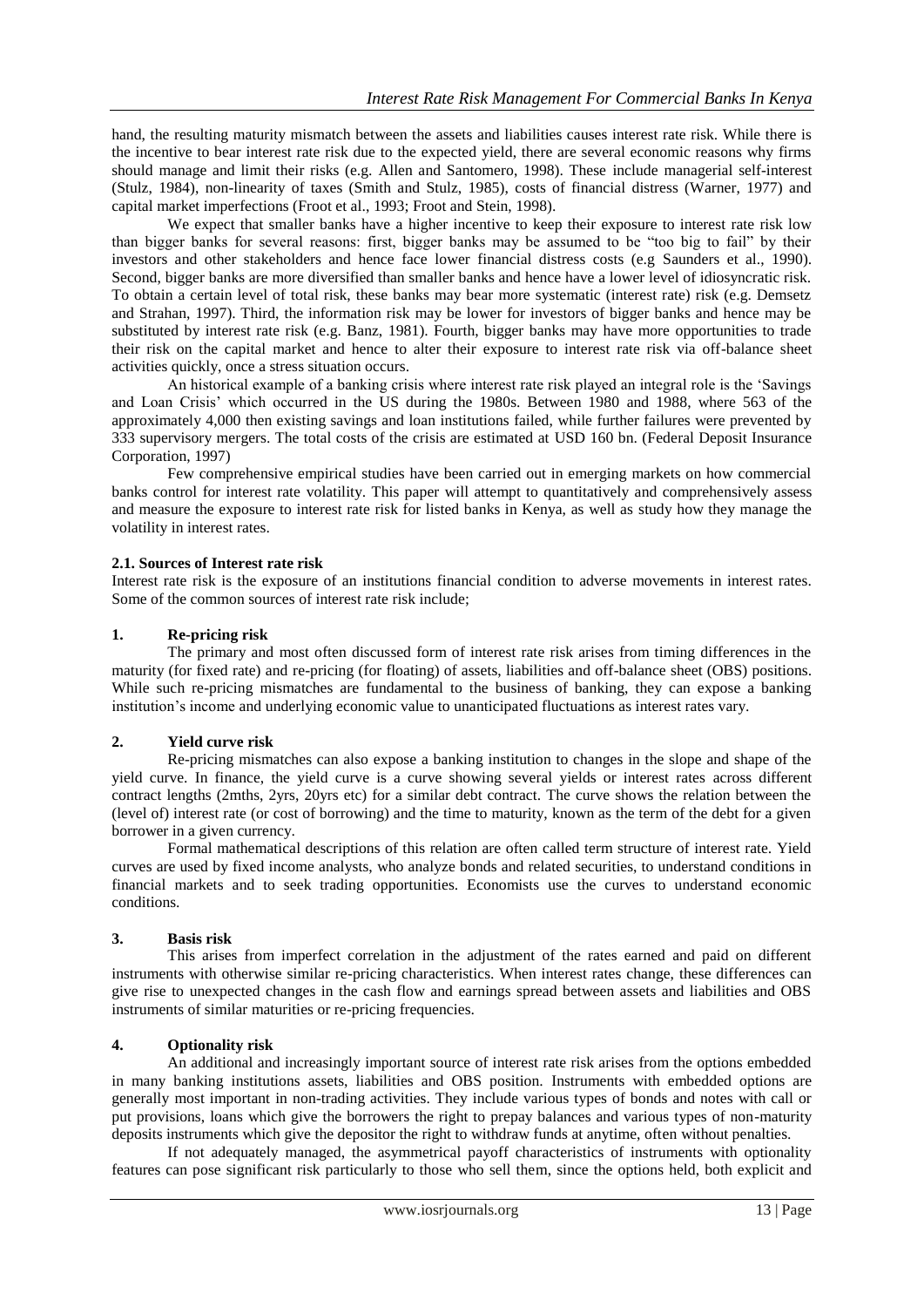hand, the resulting maturity mismatch between the assets and liabilities causes interest rate risk. While there is the incentive to bear interest rate risk due to the expected yield, there are several economic reasons why firms should manage and limit their risks (e.g. Allen and Santomero, 1998). These include managerial self-interest (Stulz, 1984), non-linearity of taxes (Smith and Stulz, 1985), costs of financial distress (Warner, 1977) and capital market imperfections (Froot et al., 1993; Froot and Stein, 1998).

We expect that smaller banks have a higher incentive to keep their exposure to interest rate risk low than bigger banks for several reasons: first, bigger banks may be assumed to be "too big to fail" by their investors and other stakeholders and hence face lower financial distress costs (e.g Saunders et al., 1990). Second, bigger banks are more diversified than smaller banks and hence have a lower level of idiosyncratic risk. To obtain a certain level of total risk, these banks may bear more systematic (interest rate) risk (e.g. Demsetz and Strahan, 1997). Third, the information risk may be lower for investors of bigger banks and hence may be substituted by interest rate risk (e.g. Banz, 1981). Fourth, bigger banks may have more opportunities to trade their risk on the capital market and hence to alter their exposure to interest rate risk via off-balance sheet activities quickly, once a stress situation occurs.

An historical example of a banking crisis where interest rate risk played an integral role is the 'Savings and Loan Crisis' which occurred in the US during the 1980s. Between 1980 and 1988, where 563 of the approximately 4,000 then existing savings and loan institutions failed, while further failures were prevented by 333 supervisory mergers. The total costs of the crisis are estimated at USD 160 bn. (Federal Deposit Insurance Corporation, 1997)

Few comprehensive empirical studies have been carried out in emerging markets on how commercial banks control for interest rate volatility. This paper will attempt to quantitatively and comprehensively assess and measure the exposure to interest rate risk for listed banks in Kenya, as well as study how they manage the volatility in interest rates.

### 2.1. Sources of Interest rate risk

Interest rate risk is the exposure of an institutions financial condition to adverse movements in interest rates. Some of the common sources of interest rate risk include;

#### 1. Re-pricing risk

The primary and most often discussed form of interest rate risk arises from timing differences in the maturity (for fixed rate) and re-pricing (for floating) of assets, liabilities and off-balance sheet (OBS) positions. While such re-pricing mismatches are fundamental to the business of banking, they can expose a banking institution's income and underlying economic value to unanticipated fluctuations as interest rates vary.

#### 2. Yield curve risk

Re-pricing mismatches can also expose a banking institution to changes in the slope and shape of the yield curve. In finance, the yield curve is a curve showing several yields or interest rates across different contract lengths (2mths, 2yrs, 20yrs etc) for a similar debt contract. The curve shows the relation between the (level of) interest rate (or cost of borrowing) and the time to maturity, known as the term of the debt for a given borrower in a given currency.

Formal mathematical descriptions of this relation are often called term structure of interest rate. Yield curves are used by fixed income analysts, who analyze bonds and related securities, to understand conditions in financial markets and to seek trading opportunities. Economists use the curves to understand economic conditions.

#### 3. Basis risk

This arises from imperfect correlation in the adjustment of the rates earned and paid on different instruments with otherwise similar re-pricing characteristics. When interest rates change, these differences can give rise to unexpected changes in the cash flow and earnings spread between assets and liabilities and OBS instruments of similar maturities or re-pricing frequencies.

#### 4. Optionality risk

An additional and increasingly important source of interest rate risk arises from the options embedded in many banking institutions assets, liabilities and OBS position. Instruments with embedded options are generally most important in non-trading activities. They include various types of bonds and notes with call or put provisions, loans which give the borrowers the right to prepay balances and various types of non-maturity deposits instruments which give the depositor the right to withdraw funds at anytime, often without penalties.

If not adequately managed, the asymmetrical payoff characteristics of instruments with optionality features can pose significant risk particularly to those who sell them, since the options held, both explicit and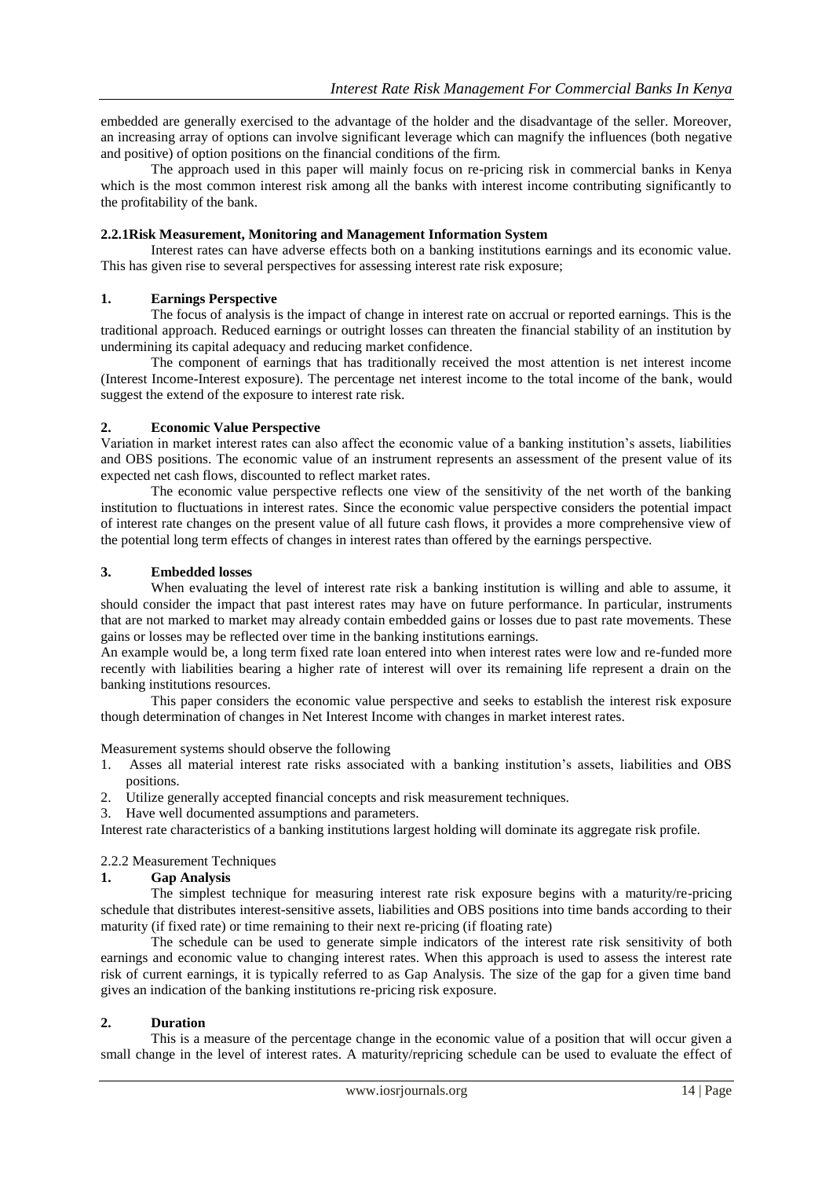embedded are generally exercised to the advantage of the holder and the disadvantage of the seller. Moreover, an increasing array of options can involve significant leverage which can magnify the influences (both negative and positive) of option positions on the financial conditions of the firm.

The approach used in this paper will mainly focus on re-pricing risk in commercial banks in Kenya which is the most common interest risk among all the banks with interest income contributing significantly to the profitability of the bank.

#### 2.2.1Risk Measurement, Monitoring and Management Information System

Interest rates can have adverse effects both on a banking institutions earnings and its economic value. This has given rise to several perspectives for assessing interest rate risk exposure;

**1. Earnings Perspective**

The focus of analysis is the impact of change in interest rate on accrual or reported earnings. This is the traditional approach. Reduced earnings or outright losses can threaten the financial stability of an institution by undermining its capital adequacy and reducing market confidence.

The component of earnings that has traditionally received the most attention is net interest income (Interest Income-Interest exposure). The percentage net interest income to the total income of the bank, would suggest the extend of the exposure to interest rate risk.

**2. Economic Value Perspective**

Variation in market interest rates can also affect the economic value of a banking institution's assets, liabilities and OBS positions. The economic value of an instrument represents an assessment of the present value of its expected net cash flows, discounted to reflect market rates.

The economic value perspective reflects one view of the sensitivity of the net worth of the banking institution to fluctuations in interest rates. Since the economic value perspective considers the potential impact of interest rate changes on the present value of all future cash flows, it provides a more comprehensive view of the potential long term effects of changes in interest rates than offered by the earnings perspective.

**3. Embedded losses**

When evaluating the level of interest rate risk a banking institution is willing and able to assume, it should consider the impact that past interest rates may have on future performance. In particular, instruments that are not marked to market may already contain embedded gains or losses due to past rate movements. These gains or losses may be reflected over time in the banking institutions earnings.

An example would be, a long term fixed rate loan entered into when interest rates were low and re-funded more recently with liabilities bearing a higher rate of interest will over its remaining life represent a drain on the banking institutions resources.

This paper considers the economic value perspective and seeks to establish the interest risk exposure though determination of changes in Net Interest Income with changes in market interest rates.

Measurement systems should observe the following

1. Asses all material interest rate risks associated with a banking institution's assets, liabilities and OBS positions.
2. Utilize generally accepted financial concepts and risk measurement techniques.
3. Have well documented assumptions and parameters.

Interest rate characteristics of a banking institutions largest holding will dominate its aggregate risk profile.

#### 2.2.2 Measurement Techniques

**1. Gap Analysis**

The simplest technique for measuring interest rate risk exposure begins with a maturity/re-pricing schedule that distributes interest-sensitive assets, liabilities and OBS positions into time bands according to their maturity (if fixed rate) or time remaining to their next re-pricing (if floating rate)

The schedule can be used to generate simple indicators of the interest rate risk sensitivity of both earnings and economic value to changing interest rates. When this approach is used to assess the interest rate risk of current earnings, it is typically referred to as Gap Analysis. The size of the gap for a given time band gives an indication of the banking institutions re-pricing risk exposure.

**2. Duration**

This is a measure of the percentage change in the economic value of a position that will occur given a small change in the level of interest rates. A maturity/repricing schedule can be used to evaluate the effect of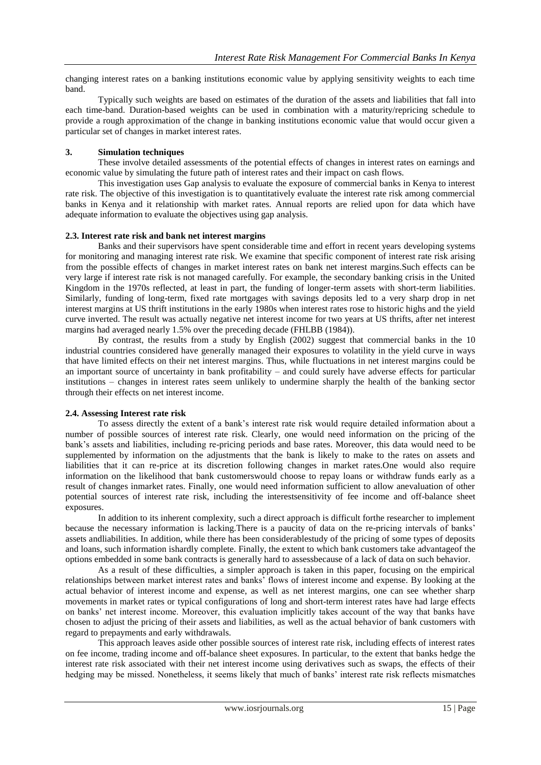changing interest rates on a banking institutions economic value by applying sensitivity weights to each time band.

Typically such weights are based on estimates of the duration of the assets and liabilities that fall into each time-band. Duration-based weights can be used in combination with a maturity/repricing schedule to provide a rough approximation of the change in banking institutions economic value that would occur given a particular set of changes in market interest rates.

### 3. Simulation techniques

These involve detailed assessments of the potential effects of changes in interest rates on earnings and economic value by simulating the future path of interest rates and their impact on cash flows.

This investigation uses Gap analysis to evaluate the exposure of commercial banks in Kenya to interest rate risk. The objective of this investigation is to quantitatively evaluate the interest rate risk among commercial banks in Kenya and it relationship with market rates. Annual reports are relied upon for data which have adequate information to evaluate the objectives using gap analysis.

### 2.3. Interest rate risk and bank net interest margins

Banks and their supervisors have spent considerable time and effort in recent years developing systems for monitoring and managing interest rate risk. We examine that specific component of interest rate risk arising from the possible effects of changes in market interest rates on bank net interest margins.Such effects can be very large if interest rate risk is not managed carefully. For example, the secondary banking crisis in the United Kingdom in the 1970s reflected, at least in part, the funding of longer-term assets with short-term liabilities. Similarly, funding of long-term, fixed rate mortgages with savings deposits led to a very sharp drop in net interest margins at US thrift institutions in the early 1980s when interest rates rose to historic highs and the yield curve inverted. The result was actually negative net interest income for two years at US thrifts, after net interest margins had averaged nearly 1.5% over the preceding decade (FHLBB (1984)).

By contrast, the results from a study by English (2002) suggest that commercial banks in the 10 industrial countries considered have generally managed their exposures to volatility in the yield curve in ways that have limited effects on their net interest margins. Thus, while fluctuations in net interest margins could be an important source of uncertainty in bank profitability – and could surely have adverse effects for particular institutions – changes in interest rates seem unlikely to undermine sharply the health of the banking sector through their effects on net interest income.

### 2.4. Assessing Interest rate risk

To assess directly the extent of a bank's interest rate risk would require detailed information about a number of possible sources of interest rate risk. Clearly, one would need information on the pricing of the bank's assets and liabilities, including re-pricing periods and base rates. Moreover, this data would need to be supplemented by information on the adjustments that the bank is likely to make to the rates on assets and liabilities that it can re-price at its discretion following changes in market rates.One would also require information on the likelihood that bank customerswould choose to repay loans or withdraw funds early as a result of changes inmarket rates. Finally, one would need information sufficient to allow anevaluation of other potential sources of interest rate risk, including the interestsensitivity of fee income and off-balance sheet exposures.

In addition to its inherent complexity, such a direct approach is difficult forthe researcher to implement because the necessary information is lacking.There is a paucity of data on the re-pricing intervals of banks' assets andliabilities. In addition, while there has been considerablestudy of the pricing of some types of deposits and loans, such information ishardly complete. Finally, the extent to which bank customers take advantageof the options embedded in some bank contracts is generally hard to assessbecause of a lack of data on such behavior.

As a result of these difficulties, a simpler approach is taken in this paper, focusing on the empirical relationships between market interest rates and banks' flows of interest income and expense. By looking at the actual behavior of interest income and expense, as well as net interest margins, one can see whether sharp movements in market rates or typical configurations of long and short-term interest rates have had large effects on banks' net interest income. Moreover, this evaluation implicitly takes account of the way that banks have chosen to adjust the pricing of their assets and liabilities, as well as the actual behavior of bank customers with regard to prepayments and early withdrawals.

This approach leaves aside other possible sources of interest rate risk, including effects of interest rates on fee income, trading income and off-balance sheet exposures. In particular, to the extent that banks hedge the interest rate risk associated with their net interest income using derivatives such as swaps, the effects of their hedging may be missed. Nonetheless, it seems likely that much of banks' interest rate risk reflects mismatches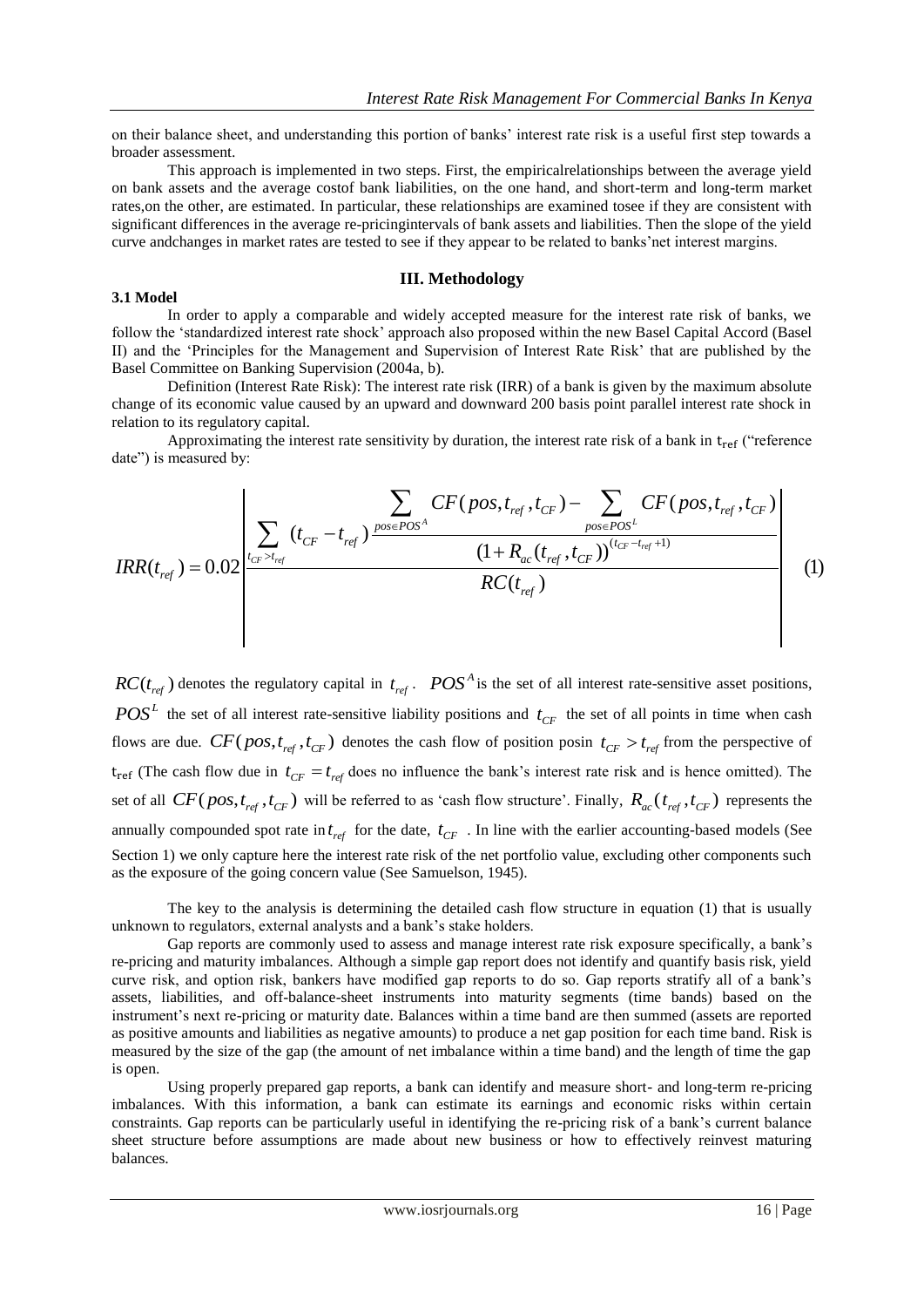on their balance sheet, and understanding this portion of banks' interest rate risk is a useful first step towards a broader assessment.

This approach is implemented in two steps. First, the empiricalrelationships between the average yield on bank assets and the average costof bank liabilities, on the one hand, and short-term and long-term market rates,on the other, are estimated. In particular, these relationships are examined tosee if they are consistent with significant differences in the average re-pricingintervals of bank assets and liabilities. Then the slope of the yield curve andchanges in market rates are tested to see if they appear to be related to banks'net interest margins.

## III. Methodology

### 3.1 Model

In order to apply a comparable and widely accepted measure for the interest rate risk of banks, we follow the 'standardized interest rate shock' approach also proposed within the new Basel Capital Accord (Basel II) and the 'Principles for the Management and Supervision of Interest Rate Risk' that are published by the Basel Committee on Banking Supervision (2004a, b).

Definition (Interest Rate Risk): The interest rate risk (IRR) of a bank is given by the maximum absolute change of its economic value caused by an upward and downward 200 basis point parallel interest rate shock in relation to its regulatory capital.

Approximating the interest rate sensitivity by duration, the interest rate risk of a bank in $t_{ref}$ ("reference date") is measured by:

$$IRR(t_{ref}) = 0.02 \left| \frac{\sum_{t_{CF} > t_{ref}} (t_{CF} - t_{ref}) \frac{\sum_{pos \in POS^A} CF(pos, t_{ref}, t_{CF}) - \sum_{pos \in POS^L} CF(pos, t_{ref}, t_{CF})}{(1 + R_{ac}(t_{ref}, t_{CF}))^{(t_{CF} - t_{ref} + 1)}}}{RC(t_{ref})} \right| \quad (1)$$

$RC(t_{ref})$ denotes the regulatory capital in $t_{ref}$. $POS^A$ is the set of all interest rate-sensitive asset positions, $POS^L$ the set of all interest rate-sensitive liability positions and $t_{CF}$ the set of all points in time when cash flows are due. $CF(pos, t_{ref}, t_{CF})$ denotes the cash flow of position posin $t_{CF} > t_{ref}$ from the perspective of $t_{ref}$ (The cash flow due in $t_{CF} = t_{ref}$ does no influence the bank's interest rate risk and is hence omitted). The set of all $CF(pos, t_{ref}, t_{CF})$ will be referred to as 'cash flow structure'. Finally, $R_{ac}(t_{ref}, t_{CF})$ represents the annually compounded spot rate in $t_{ref}$ for the date, $t_{CF}$ . In line with the earlier accounting-based models (See Section 1) we only capture here the interest rate risk of the net portfolio value, excluding other components such as the exposure of the going concern value (See Samuelson, 1945).

The key to the analysis is determining the detailed cash flow structure in equation (1) that is usually unknown to regulators, external analysts and a bank's stake holders.

Gap reports are commonly used to assess and manage interest rate risk exposure specifically, a bank's re-pricing and maturity imbalances. Although a simple gap report does not identify and quantify basis risk, yield curve risk, and option risk, bankers have modified gap reports to do so. Gap reports stratify all of a bank's assets, liabilities, and off-balance-sheet instruments into maturity segments (time bands) based on the instrument's next re-pricing or maturity date. Balances within a time band are then summed (assets are reported as positive amounts and liabilities as negative amounts) to produce a net gap position for each time band. Risk is measured by the size of the gap (the amount of net imbalance within a time band) and the length of time the gap is open.

Using properly prepared gap reports, a bank can identify and measure short- and long-term re-pricing imbalances. With this information, a bank can estimate its earnings and economic risks within certain constraints. Gap reports can be particularly useful in identifying the re-pricing risk of a bank's current balance sheet structure before assumptions are made about new business or how to effectively reinvest maturing balances.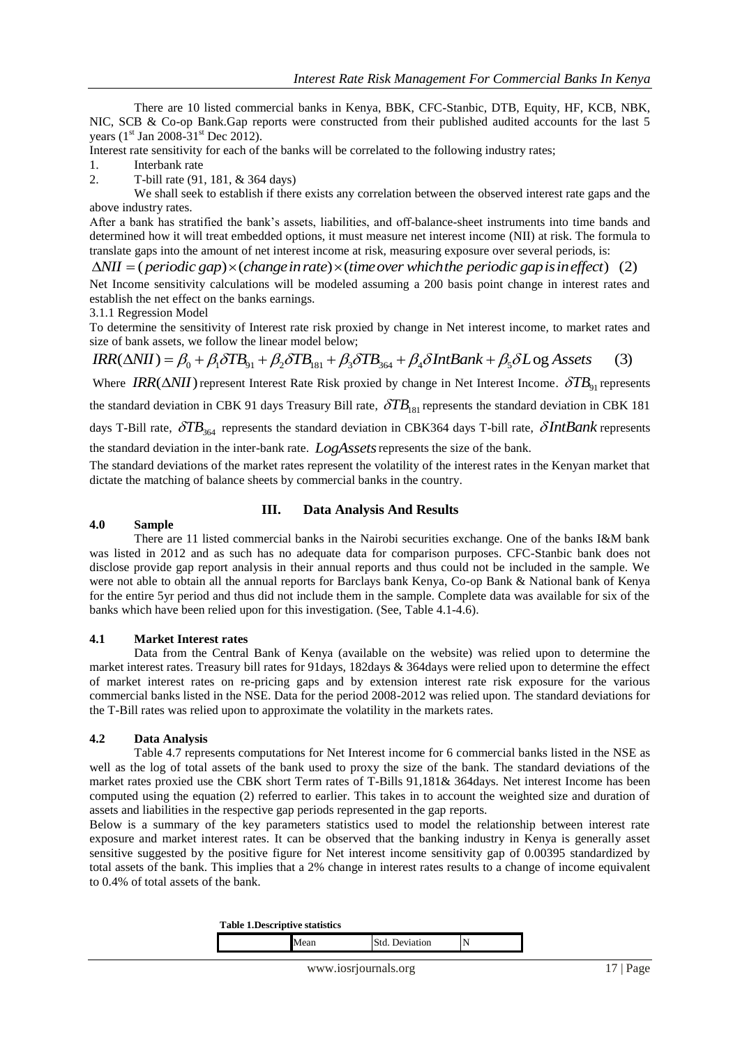There are 10 listed commercial banks in Kenya, BBK, CFC-Stanbic, DTB, Equity, HF, KCB, NBK, NIC, SCB & Co-op Bank.Gap reports were constructed from their published audited accounts for the last 5 years (1st Jan 2008-31st Dec 2012).

Interest rate sensitivity for each of the banks will be correlated to the following industry rates;

1. Interbank rate
2. T-bill rate (91, 181, & 364 days)

We shall seek to establish if there exists any correlation between the observed interest rate gaps and the above industry rates.

After a bank has stratified the bank's assets, liabilities, and off-balance-sheet instruments into time bands and determined how it will treat embedded options, it must measure net interest income (NII) at risk. The formula to translate gaps into the amount of net interest income at risk, measuring exposure over several periods, is:

$$\Delta NII = (periodic\ gap) \times (change\ in\ rate) \times (time\ over\ which\ the\ periodic\ gap\ is\ in\ effect) \quad (2)$$

Net Income sensitivity calculations will be modeled assuming a 200 basis point change in interest rates and establish the net effect on the banks earnings.

3.1.1 Regression Model

To determine the sensitivity of Interest rate risk proxied by change in Net interest income, to market rates and size of bank assets, we follow the linear model below;

$$IRR(\Delta NII) = \beta_0 + \beta_1 \delta TB_{91} + \beta_2 \delta TB_{181} + \beta_3 \delta TB_{364} + \beta_4 \delta IntBank + \beta_5 \delta L\log Assets \quad (3)$$

Where $IRR(\Delta NII)$ represent Interest Rate Risk proxied by change in Net Interest Income. $\delta TB_{91}$ represents the standard deviation in CBK 91 days Treasury Bill rate, $\delta TB_{181}$ represents the standard deviation in CBK 181 days T-Bill rate, $\delta TB_{364}$ represents the standard deviation in CBK364 days T-bill rate, $\delta IntBank$ represents the standard deviation in the inter-bank rate. $LogAssets$ represents the size of the bank.

The standard deviations of the market rates represent the volatility of the interest rates in the Kenyan market that dictate the matching of balance sheets by commercial banks in the country.

## III. Data Analysis And Results

### 4.0 Sample

There are 11 listed commercial banks in the Nairobi securities exchange. One of the banks I&M bank was listed in 2012 and as such has no adequate data for comparison purposes. CFC-Stanbic bank does not disclose provide gap report analysis in their annual reports and thus could not be included in the sample. We were not able to obtain all the annual reports for Barclays bank Kenya, Co-op Bank & National bank of Kenya for the entire 5yr period and thus did not include them in the sample. Complete data was available for six of the banks which have been relied upon for this investigation. (See, Table 4.1-4.6).

### 4.1 Market Interest rates

Data from the Central Bank of Kenya (available on the website) was relied upon to determine the market interest rates. Treasury bill rates for 91days, 182days & 364days were relied upon to determine the effect of market interest rates on re-pricing gaps and by extension interest rate risk exposure for the various commercial banks listed in the NSE. Data for the period 2008-2012 was relied upon. The standard deviations for the T-Bill rates was relied upon to approximate the volatility in the markets rates.

### 4.2 Data Analysis

Table 4.7 represents computations for Net Interest income for 6 commercial banks listed in the NSE as well as the log of total assets of the bank used to proxy the size of the bank. The standard deviations of the market rates proxied use the CBK short Term rates of T-Bills 91,181& 364days. Net interest Income has been computed using the equation (2) referred to earlier. This takes in to account the weighted size and duration of assets and liabilities in the respective gap periods represented in the gap reports.

Below is a summary of the key parameters statistics used to model the relationship between interest rate exposure and market interest rates. It can be observed that the banking industry in Kenya is generally asset sensitive suggested by the positive figure for Net interest income sensitivity gap of 0.00395 standardized by total assets of the bank. This implies that a 2% change in interest rates results to a change of income equivalent to 0.4% of total assets of the bank.

**Table 1.Descriptive statistics**

| | Mean | Std. Deviation | N |
|---|---|---|---|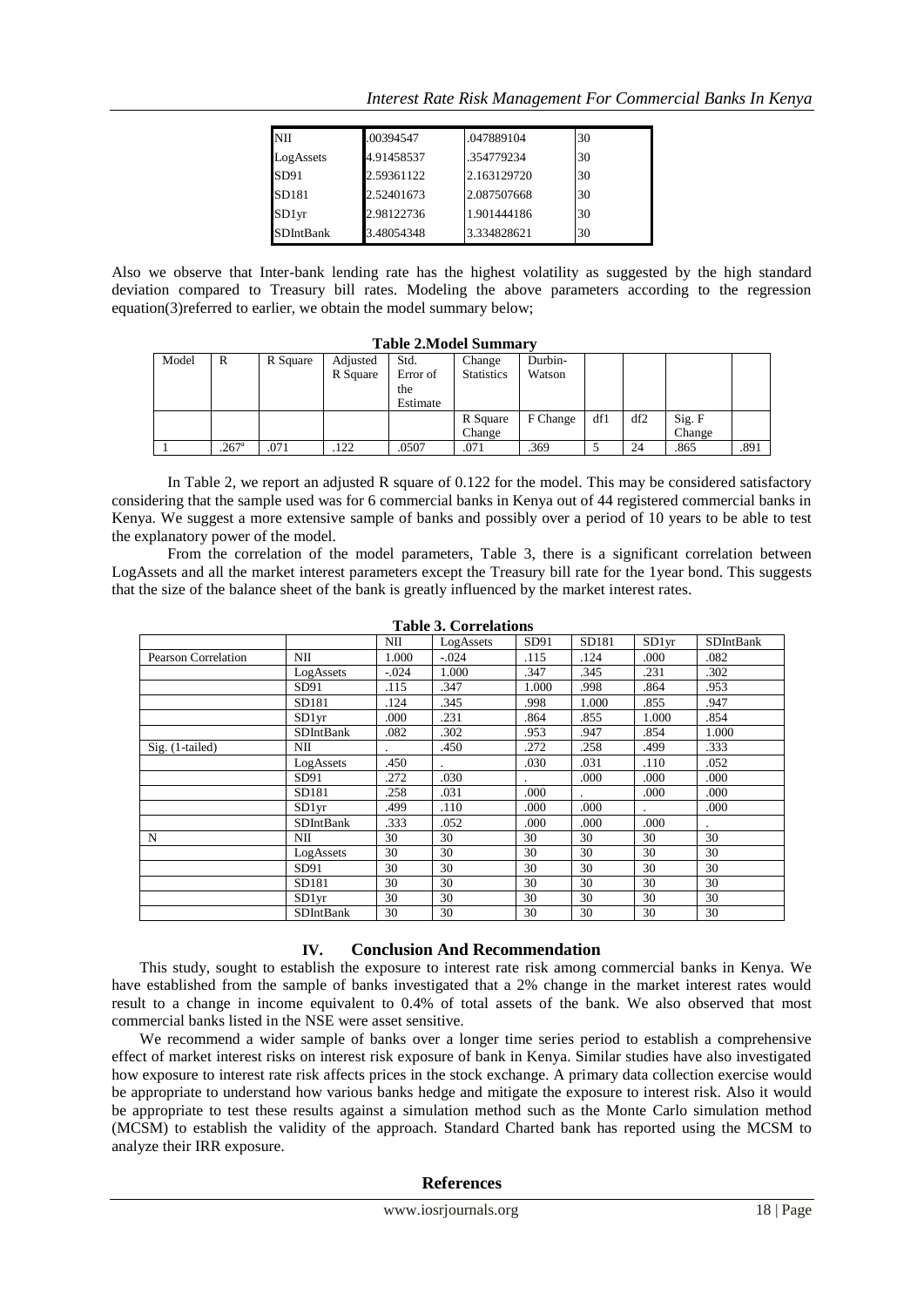| NII | .00394547 | .047889104 | 30 |
|---|---|---|---|
| LogAssets | 4.91458537 | .354779234 | 30 |
| SD91 | 2.59361122 | 2.163129720 | 30 |
| SD181 | 2.52401673 | 2.087507668 | 30 |
| SD1yr | 2.98122736 | 1.901444186 | 30 |
| SDIntBank | 3.48054348 | 3.334828621 | 30 |

Also we observe that Inter-bank lending rate has the highest volatility as suggested by the high standard deviation compared to Treasury bill rates. Modeling the above parameters according to the regression equation(3)referred to earlier, we obtain the model summary below;

**Table 2.Model Summary**

| Model | R | R Square | Adjusted R Square | Std. Error of the Estimate | Change Statistics | Durbin-Watson | | | | |
|---|---|---|---|---|---|---|---|---|---|---|
| | | | | | R Square Change | F Change | df1 | df2 | Sig. F Change | |
| 1 | .267[a] | .071 | .122 | .0507 | .071 | .369 | 5 | 24 | .865 | .891 |

In Table 2, we report an adjusted R square of 0.122 for the model. This may be considered satisfactory considering that the sample used was for 6 commercial banks in Kenya out of 44 registered commercial banks in Kenya. We suggest a more extensive sample of banks and possibly over a period of 10 years to be able to test the explanatory power of the model.

From the correlation of the model parameters, Table 3, there is a significant correlation between LogAssets and all the market interest parameters except the Treasury bill rate for the 1year bond. This suggests that the size of the balance sheet of the bank is greatly influenced by the market interest rates.

**Table 3. Correlations**

| | | NII | LogAssets | SD91 | SD181 | SD1yr | SDIntBank |
|---|---|---|---|---|---|---|---|
| Pearson Correlation | NII | 1.000 | -.024 | .115 | .124 | .000 | .082 |
| | LogAssets | -.024 | 1.000 | .347 | .345 | .231 | .302 |
| | SD91 | .115 | .347 | 1.000 | .998 | .864 | .953 |
| | SD181 | .124 | .345 | .998 | 1.000 | .855 | .947 |
| | SD1yr | .000 | .231 | .864 | .855 | 1.000 | .854 |
| | SDIntBank | .082 | .302 | .953 | .947 | .854 | 1.000 |
| Sig. (1-tailed) | NII | . | .450 | .272 | .258 | .499 | .333 |
| | LogAssets | .450 | . | .030 | .031 | .110 | .052 |
| | SD91 | .272 | .030 | . | .000 | .000 | .000 |
| | SD181 | .258 | .031 | .000 | . | .000 | .000 |
| | SD1yr | .499 | .110 | .000 | .000 | . | .000 |
| | SDIntBank | .333 | .052 | .000 | .000 | .000 | . |
| N | NII | 30 | 30 | 30 | 30 | 30 | 30 |
| | LogAssets | 30 | 30 | 30 | 30 | 30 | 30 |
| | SD91 | 30 | 30 | 30 | 30 | 30 | 30 |
| | SD181 | 30 | 30 | 30 | 30 | 30 | 30 |
| | SD1yr | 30 | 30 | 30 | 30 | 30 | 30 |
| | SDIntBank | 30 | 30 | 30 | 30 | 30 | 30 |

## IV. Conclusion And Recommendation

This study, sought to establish the exposure to interest rate risk among commercial banks in Kenya. We have established from the sample of banks investigated that a 2% change in the market interest rates would result to a change in income equivalent to 0.4% of total assets of the bank. We also observed that most commercial banks listed in the NSE were asset sensitive.

We recommend a wider sample of banks over a longer time series period to establish a comprehensive effect of market interest risks on interest risk exposure of bank in Kenya. Similar studies have also investigated how exposure to interest rate risk affects prices in the stock exchange. A primary data collection exercise would be appropriate to understand how various banks hedge and mitigate the exposure to interest risk. Also it would be appropriate to test these results against a simulation method such as the Monte Carlo simulation method (MCSM) to establish the validity of the approach. Standard Charted bank has reported using the MCSM to analyze their IRR exposure.

## References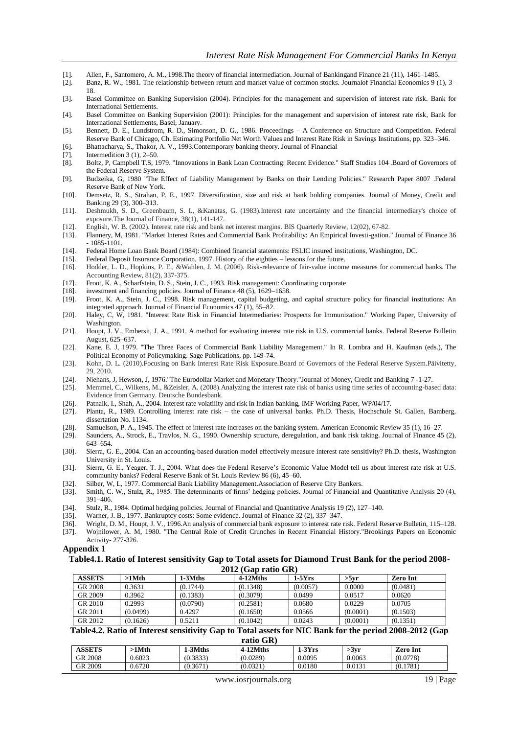[1]. Allen, F., Santomero, A. M., 1998.The theory of financial intermediation. Journal of Bankingand Finance 21 (11), 1461–1485.
[2]. Banz, R. W., 1981. The relationship between return and market value of common stocks. Journalof Financial Economics 9 (1), 3–18.
[3]. Basel Committee on Banking Supervision (2004). Principles for the management and supervision of interest rate risk. Bank for International Settlements.
[4]. Basel Committee on Banking Supervision (2001): Principles for the management and supervision of interest rate risk, Bank for International Settlements, Basel, January.
[5]. Bennett, D. E., Lundstrom, R. D., Simonson, D. G., 1986. Proceedings – A Conference on Structure and Competition. Federal Reserve Bank of Chicago, Ch. Estimating Portfolio Net Worth Values and Interest Rate Risk in Savings Institutions, pp. 323–346.
[6]. Bhattacharya, S., Thakor, A. V., 1993.Contemporary banking theory. Journal of Financial
[7]. Intermedition 3 (1), 2–50.
[8]. Boltz, P, Campbell T.S, 1979. "Innovations in Bank Loan Contracting: Recent Evidence." Staff Studies 104 .Board of Governors of the Federal Reserve System.
[9]. Budzeika, G, 1980 "The Effect of Liability Management by Banks on their Lending Policies." Research Paper 8007 .Federal Reserve Bank of New York.
[10]. Demsetz, R. S., Strahan, P. E., 1997. Diversification, size and risk at bank holding companies. Journal of Money, Credit and Banking 29 (3), 300–313.
[11]. Deshmukh, S. D., Greenbaum, S. I., &Kanatas, G. (1983).Interest rate uncertainty and the financial intermediary's choice of exposure.The Journal of Finance, 38(1), 141-147.
[12]. English, W. B. (2002). Interest rate risk and bank net interest margins. BIS Quarterly Review, 12(02), 67-82.
[13]. Flannery, M, 1981. "Market Interest Rates and Commercial Bank Profitability: An Empirical Investi-gation." Journal of Finance 36 - 1085-1101.
[14]. Federal Home Loan Bank Board (1984): Combined financial statements: FSLIC insured institutions, Washington, DC.
[15]. Federal Deposit Insurance Corporation, 1997. History of the eighties – lessons for the future.
[16]. Hodder, L. D., Hopkins, P. E., &Wahlen, J. M. (2006). Risk-relevance of fair-value income measures for commercial banks. The Accounting Review, 81(2), 337-375.
[17]. Froot, K. A., Scharfstein, D. S., Stein, J. C., 1993. Risk management: Coordinating corporate
[18]. investment and financing policies. Journal of Finance 48 (5), 1629–1658.
[19]. Froot, K. A., Stein, J. C., 1998. Risk management, capital budgeting, and capital structure policy for financial institutions: An integrated approach. Journal of Financial Economics 47 (1), 55–82.
[20]. Haley, C, W, 1981. "Interest Rate Risk in Financial Intermediaries: Prospects for Immunization." Working Paper, University of Washington.
[21]. Houpt, J. V., Embersit, J. A., 1991. A method for evaluating interest rate risk in U.S. commercial banks. Federal Reserve Bulletin August, 625–637.
[22]. Kane, E. J, 1979. "The Three Faces of Commercial Bank Liability Management." In R. Lombra and H. Kaufman (eds.), The Political Economy of Policymaking. Sage Publications, pp. 149-74.
[23]. Kohn, D. L. (2010).Focusing on Bank Interest Rate Risk Exposure.Board of Governors of the Federal Reserve System.Päivitetty, 29, 2010.
[24]. Niehans, J, Hewson, J, 1976."The Eurodollar Market and Monetary Theory."Journal of Money, Credit and Banking 7 -1-27.
[25]. Memmel, C., Wilkens, M., &Zeisler, A. (2008).Analyzing the interest rate risk of banks using time series of accounting-based data: Evidence from Germany. Deutsche Bundesbank.
[26]. Patnaik, I., Shah, A., 2004. Interest rate volatility and risk in Indian banking, IMF Working Paper, WP/04/17.
[27]. Planta, R., 1989. Controlling interest rate risk – the case of universal banks. Ph.D. Thesis, Hochschule St. Gallen, Bamberg, dissertation No. 1134.
[28]. Samuelson, P. A., 1945. The effect of interest rate increases on the banking system. American Economic Review 35 (1), 16–27.
[29]. Saunders, A., Strock, E., Travlos, N. G., 1990. Ownership structure, deregulation, and bank risk taking. Journal of Finance 45 (2), 643–654.
[30]. Sierra, G. E., 2004. Can an accounting-based duration model effectively measure interest rate sensitivity? Ph.D. thesis, Washington University in St. Louis.
[31]. Sierra, G. E., Yeager, T. J., 2004. What does the Federal Reserve's Economic Value Model tell us about interest rate risk at U.S. community banks? Federal Reserve Bank of St. Louis Review 86 (6), 45–60.
[32]. Silber, W, L, 1977. Commercial Bank Liability Management.Association of Reserve City Bankers.
[33]. Smith, C. W., Stulz, R., 1985. The determinants of firms' hedging policies. Journal of Financial and Quantitative Analysis 20 (4), 391–406.
[34]. Stulz, R., 1984. Optimal hedging policies. Journal of Financial and Quantitative Analysis 19 (2), 127–140.
[35]. Warner, J. B., 1977. Bankruptcy costs: Some evidence. Journal of Finance 32 (2), 337–347.
[36]. Wright, D. M., Houpt, J. V., 1996.An analysis of commercial bank exposure to interest rate risk. Federal Reserve Bulletin, 115–128.
[37]. Wojnilower, A. M, 1980. "The Central Role of Credit Crunches in Recent Financial History."Brookings Papers on Economic Activity- 277-326.

## Appendix 1

**Table4.1. Ratio of Interest sensitivity Gap to Total assets for Diamond Trust Bank for the period 2008-2012 (Gap ratio GR)**

| ASSETS | >1Mth | 1-3Mths | 4-12Mths | 1-5Yrs | >5yr | Zero Int |
|---|---|---|---|---|---|---|
| GR 2008 | 0.3631 | (0.1744) | (0.1348) | (0.0057) | 0.0000 | (0.0481) |
| GR 2009 | 0.3962 | (0.1383) | (0.3079) | 0.0499 | 0.0517 | 0.0620 |
| GR 2010 | 0.2993 | (0.0790) | (0.2581) | 0.0680 | 0.0229 | 0.0705 |
| GR 2011 | (0.0499) | 0.4297 | (0.1650) | 0.0566 | (0.0001) | (0.1503) |
| GR 2012 | (0.1626) | 0.5211 | (0.1042) | 0.0243 | (0.0001) | (0.1351) |

**Table4.2. Ratio of Interest sensitivity Gap to Total assets for NIC Bank for the period 2008-2012 (Gap ratio GR)**

| ASSETS | >1Mth | 1-3Mths | 4-12Mths | 1-3Yrs | >3yr | Zero Int |
|---|---|---|---|---|---|---|
| GR 2008 | 0.6023 | (0.3833) | (0.0289) | 0.0095 | 0.0063 | (0.0778) |
| GR 2009 | 0.6720 | (0.3671) | (0.0321) | 0.0180 | 0.0131 | (0.1781) |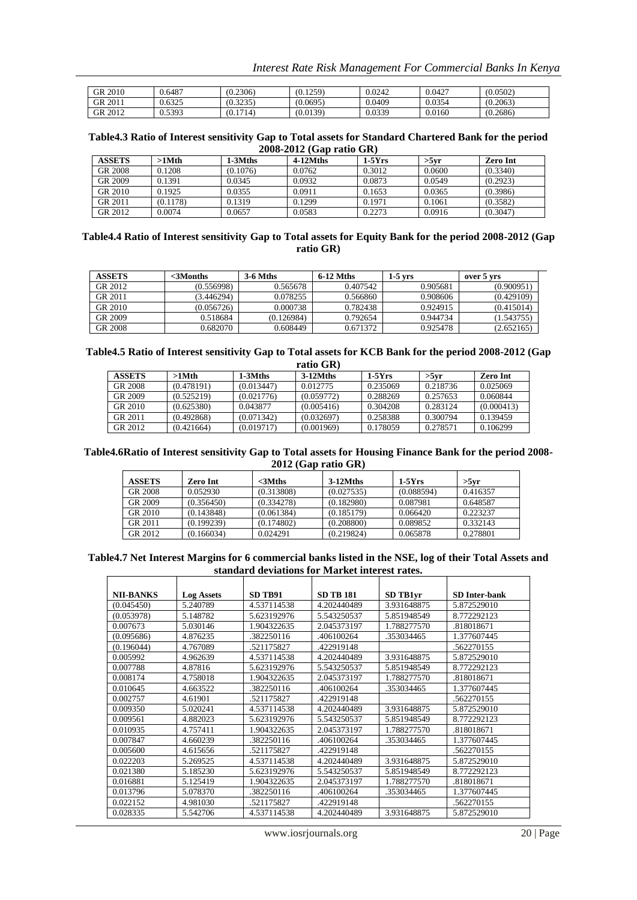| GR 2010 | 0.6487 | (0.2306) | (0.1259) | 0.0242 | 0.0427 | (0.0502) |
|---|---|---|---|---|---|---|
| GR 2011 | 0.6325 | (0.3235) | (0.0695) | 0.0409 | 0.0354 | (0.2063) |
| GR 2012 | 0.5393 | (0.1714) | (0.0139) | 0.0339 | 0.0160 | (0.2686) |

**Table4.3 Ratio of Interest sensitivity Gap to Total assets for Standard Chartered Bank for the period 2008-2012 (Gap ratio GR)**

| ASSETS | >1Mth | 1-3Mths | 4-12Mths | 1-5Yrs | >5yr | Zero Int |
|---|---|---|---|---|---|---|
| GR 2008 | 0.1208 | (0.1076) | 0.0762 | 0.3012 | 0.0600 | (0.3340) |
| GR 2009 | 0.1391 | 0.0345 | 0.0932 | 0.0873 | 0.0549 | (0.2923) |
| GR 2010 | 0.1925 | 0.0355 | 0.0911 | 0.1653 | 0.0365 | (0.3986) |
| GR 2011 | (0.1178) | 0.1319 | 0.1299 | 0.1971 | 0.1061 | (0.3582) |
| GR 2012 | 0.0074 | 0.0657 | 0.0583 | 0.2273 | 0.0916 | (0.3047) |

**Table4.4 Ratio of Interest sensitivity Gap to Total assets for Equity Bank for the period 2008-2012 (Gap ratio GR)**

| ASSETS | <3Months | 3-6 Mths | 6-12 Mths | 1-5 yrs | over 5 yrs |
|---|---|---|---|---|---|
| GR 2012 | (0.556998) | 0.565678 | 0.407542 | 0.905681 | (0.900951) |
| GR 2011 | (3.446294) | 0.078255 | 0.566860 | 0.908606 | (0.429109) |
| GR 2010 | (0.056726) | 0.000738 | 0.782438 | 0.924915 | (0.415014) |
| GR 2009 | 0.518684 | (0.126984) | 0.792654 | 0.944734 | (1.543755) |
| GR 2008 | 0.682070 | 0.608449 | 0.671372 | 0.925478 | (2.652165) |

**Table4.5 Ratio of Interest sensitivity Gap to Total assets for KCB Bank for the period 2008-2012 (Gap ratio GR)**

| ASSETS | >1Mth | 1-3Mths | 3-12Mths | 1-5Yrs | >5yr | Zero Int |
|---|---|---|---|---|---|---|
| GR 2008 | (0.478191) | (0.013447) | 0.012775 | 0.235069 | 0.218736 | 0.025069 |
| GR 2009 | (0.525219) | (0.021776) | (0.059772) | 0.288269 | 0.257653 | 0.060844 |
| GR 2010 | (0.625380) | 0.043877 | (0.005416) | 0.304208 | 0.283124 | (0.000413) |
| GR 2011 | (0.492868) | (0.071342) | (0.032697) | 0.258388 | 0.300794 | 0.139459 |
| GR 2012 | (0.421664) | (0.019717) | (0.001969) | 0.178059 | 0.278571 | 0.106299 |

**Table4.6Ratio of Interest sensitivity Gap to Total assets for Housing Finance Bank for the period 2008-2012 (Gap ratio GR)**

| ASSETS | Zero Int | <3Mths | 3-12Mths | 1-5Yrs | >5yr |
|---|---|---|---|---|---|
| GR 2008 | 0.052930 | (0.313808) | (0.027535) | (0.088594) | 0.416357 |
| GR 2009 | (0.356450) | (0.334278) | (0.182980) | 0.087981 | 0.648587 |
| GR 2010 | (0.143848) | (0.061384) | (0.185179) | 0.066420 | 0.223237 |
| GR 2011 | (0.199239) | (0.174802) | (0.208800) | 0.089852 | 0.332143 |
| GR 2012 | (0.166034) | 0.024291 | (0.219824) | 0.065878 | 0.278801 |

**Table4.7 Net Interest Margins for 6 commercial banks listed in the NSE, log of their Total Assets and standard deviations for Market interest rates.**

| NII-BANKS | Log Assets | SD TB91 | SD TB 181 | SD TB1yr | SD Inter-bank |
|---|---|---|---|---|---|
| (0.045450) | 5.240789 | 4.537114538 | 4.202440489 | 3.931648875 | 5.872529010 |
| (0.053978) | 5.148782 | 5.623192976 | 5.543250537 | 5.851948549 | 8.772292123 |
| 0.007673 | 5.030146 | 1.904322635 | 2.045373197 | 1.788277570 | .818018671 |
| (0.095686) | 4.876235 | .382250116 | .406100264 | .353034465 | 1.377607445 |
| (0.196044) | 4.767089 | .521175827 | .422919148 | | .562270155 |
| 0.005992 | 4.962639 | 4.537114538 | 4.202440489 | 3.931648875 | 5.872529010 |
| 0.007788 | 4.87816 | 5.623192976 | 5.543250537 | 5.851948549 | 8.772292123 |
| 0.008174 | 4.758018 | 1.904322635 | 2.045373197 | 1.788277570 | .818018671 |
| 0.010645 | 4.663522 | .382250116 | .406100264 | .353034465 | 1.377607445 |
| 0.002757 | 4.61901 | .521175827 | .422919148 | | .562270155 |
| 0.009350 | 5.020241 | 4.537114538 | 4.202440489 | 3.931648875 | 5.872529010 |
| 0.009561 | 4.882023 | 5.623192976 | 5.543250537 | 5.851948549 | 8.772292123 |
| 0.010935 | 4.757411 | 1.904322635 | 2.045373197 | 1.788277570 | .818018671 |
| 0.007847 | 4.660239 | .382250116 | .406100264 | .353034465 | 1.377607445 |
| 0.005600 | 4.615656 | .521175827 | .422919148 | | .562270155 |
| 0.022203 | 5.269525 | 4.537114538 | 4.202440489 | 3.931648875 | 5.872529010 |
| 0.021380 | 5.185230 | 5.623192976 | 5.543250537 | 5.851948549 | 8.772292123 |
| 0.016881 | 5.125419 | 1.904322635 | 2.045373197 | 1.788277570 | .818018671 |
| 0.013796 | 5.078370 | .382250116 | .406100264 | .353034465 | 1.377607445 |
| 0.022152 | 4.981030 | .521175827 | .422919148 | | .562270155 |
| 0.028335 | 5.542706 | 4.537114538 | 4.202440489 | 3.931648875 | 5.872529010 |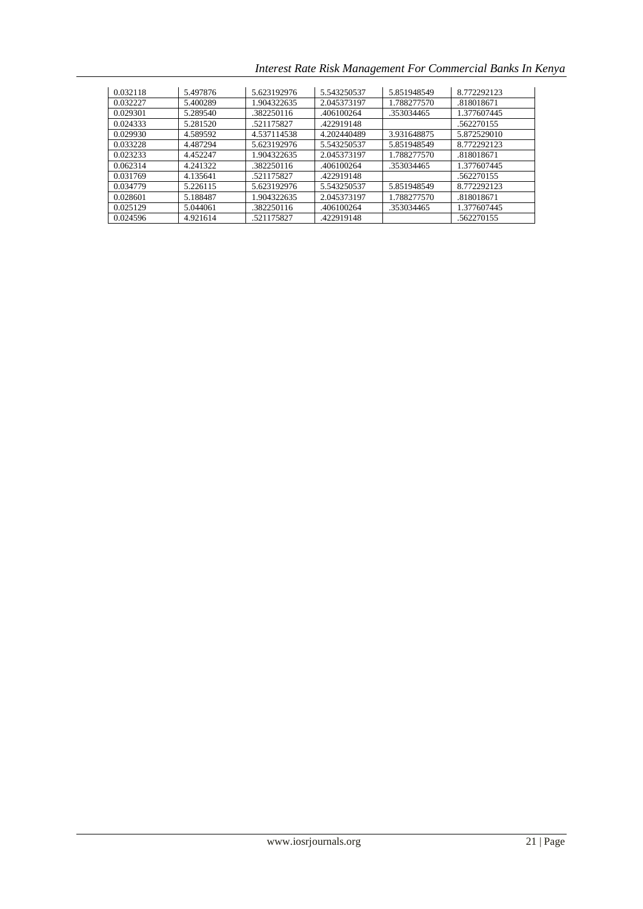| | | | | | |
|---|---|---|---|---|---|
| 0.032118 | 5.497876 | 5.623192976 | 5.543250537 | 5.851948549 | 8.772292123 |
| 0.032227 | 5.400289 | 1.904322635 | 2.045373197 | 1.788277570 | .818018671 |
| 0.029301 | 5.289540 | .382250116 | .406100264 | .353034465 | 1.377607445 |
| 0.024333 | 5.281520 | .521175827 | .422919148 | | .562270155 |
| 0.029930 | 4.589592 | 4.537114538 | 4.202440489 | 3.931648875 | 5.872529010 |
| 0.033228 | 4.487294 | 5.623192976 | 5.543250537 | 5.851948549 | 8.772292123 |
| 0.023233 | 4.452247 | 1.904322635 | 2.045373197 | 1.788277570 | .818018671 |
| 0.062314 | 4.241322 | .382250116 | .406100264 | .353034465 | 1.377607445 |
| 0.031769 | 4.135641 | .521175827 | .422919148 | | .562270155 |
| 0.034779 | 5.226115 | 5.623192976 | 5.543250537 | 5.851948549 | 8.772292123 |
| 0.028601 | 5.188487 | 1.904322635 | 2.045373197 | 1.788277570 | .818018671 |
| 0.025129 | 5.044061 | .382250116 | .406100264 | .353034465 | 1.377607445 |
| 0.024596 | 4.921614 | .521175827 | .422919148 | | .562270155 |